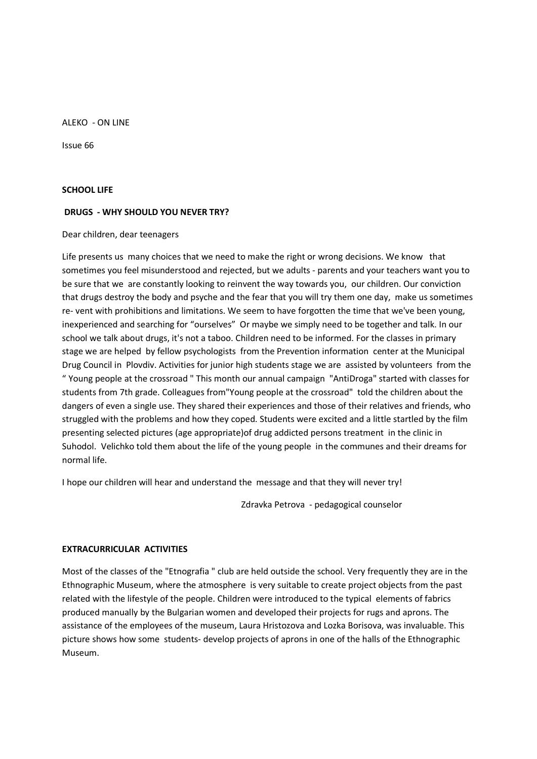ALEKO - ON LINE

Issue 66

**SCHOOL LIFE**

**DRUGS - WHY SHOULD YOU NEVER TRY?**

Dear children, dear teenagers

Life presents us many choices that we need to make the right or wrong decisions. We know that sometimes you feel misunderstood and rejected, but we adults - parents and your teachers want you to be sure that we are constantly looking to reinvent the way towards you, our children. Our conviction that drugs destroy the body and psyche and the fear that you will try them one day, make us sometimes re- vent with prohibitions and limitations. We seem to have forgotten the time that we've been young, inexperienced and searching for "ourselves" Or maybe we simply need to be together and talk. In our school we talk about drugs, it's not a taboo. Children need to be informed. For the classes in primary stage we are helped by fellow psychologists from the Prevention information center at the Municipal Drug Council in Plovdiv. Activities for junior high students stage we are assisted by volunteers from the " Young people at the crossroad " This month our annual campaign "AntiDroga" started with classes for students from 7th grade. Colleagues from"Young people at the crossroad" told the children about the dangers of even a single use. They shared their experiences and those of their relatives and friends, who struggled with the problems and how they coped. Students were excited and a little startled by the film presenting selected pictures (age appropriate)of drug addicted persons treatment in the clinic in Suhodol. Velichko told them about the life of the young people in the communes and their dreams for normal life.

I hope our children will hear and understand the message and that they will never try!

Zdravka Petrova - pedagogical counselor

**EXTRACURRICULAR ACTIVITIES**

Most of the classes of the "Etnografia " club are held outside the school. Very frequently they are in the Ethnographic Museum, where the atmosphere is very suitable to create project objects from the past related with the lifestyle of the people. Children were introduced to the typical elements of fabrics produced manually by the Bulgarian women and developed their projects for rugs and aprons. The assistance of the employees of the museum, Laura Hristozova and Lozka Borisova, was invaluable. This picture shows how some students- develop projects of aprons in one of the halls of the Ethnographic Museum.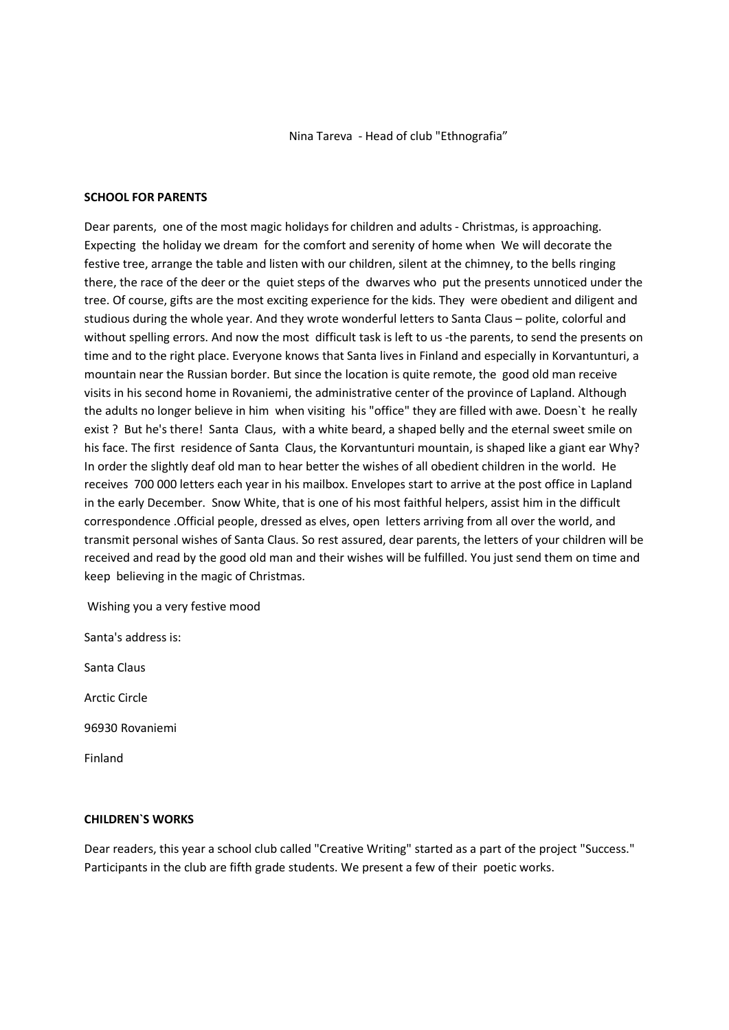Nina Tareva - Head of club "Ethnografia"

**SCHOOL FOR PARENTS**

Dear parents, one of the most magic holidays for children and adults - Christmas, is approaching. Expecting the holiday we dream for the comfort and serenity of home when We will decorate the festive tree, arrange the table and listen with our children, silent at the chimney, to the bells ringing there, the race of the deer or the quiet steps of the dwarves who put the presents unnoticed under the tree. Of course, gifts are the most exciting experience for the kids. They were obedient and diligent and studious during the whole year. And they wrote wonderful letters to Santa Claus – polite, colorful and without spelling errors. And now the most difficult task is left to us -the parents, to send the presents on time and to the right place. Everyone knows that Santa lives in Finland and especially in Korvantunturi, a mountain near the Russian border. But since the location is quite remote, the good old man receive visits in his second home in Rovaniemi, the administrative center of the province of Lapland. Although the adults no longer believe in him when visiting his "office" they are filled with awe. Doesn`t he really exist ? But he's there! Santa Claus, with a white beard, a shaped belly and the eternal sweet smile on his face. The first residence of Santa Claus, the Korvantunturi mountain, is shaped like a giant ear Why? In order the slightly deaf old man to hear better the wishes of all obedient children in the world. He receives 700 000 letters each year in his mailbox. Envelopes start to arrive at the post office in Lapland in the early December. Snow White, that is one of his most faithful helpers, assist him in the difficult correspondence .Official people, dressed as elves, open letters arriving from all over the world, and transmit personal wishes of Santa Claus. So rest assured, dear parents, the letters of your children will be received and read by the good old man and their wishes will be fulfilled. You just send them on time and keep believing in the magic of Christmas.

Wishing you a very festive mood

Santa's address is:

Santa Claus

Arctic Circle

96930 Rovaniemi

Finland

**CHILDREN`S WORKS**

Dear readers, this year a school club called "Creative Writing" started as a part of the project "Success." Participants in the club are fifth grade students. We present a few of their poetic works.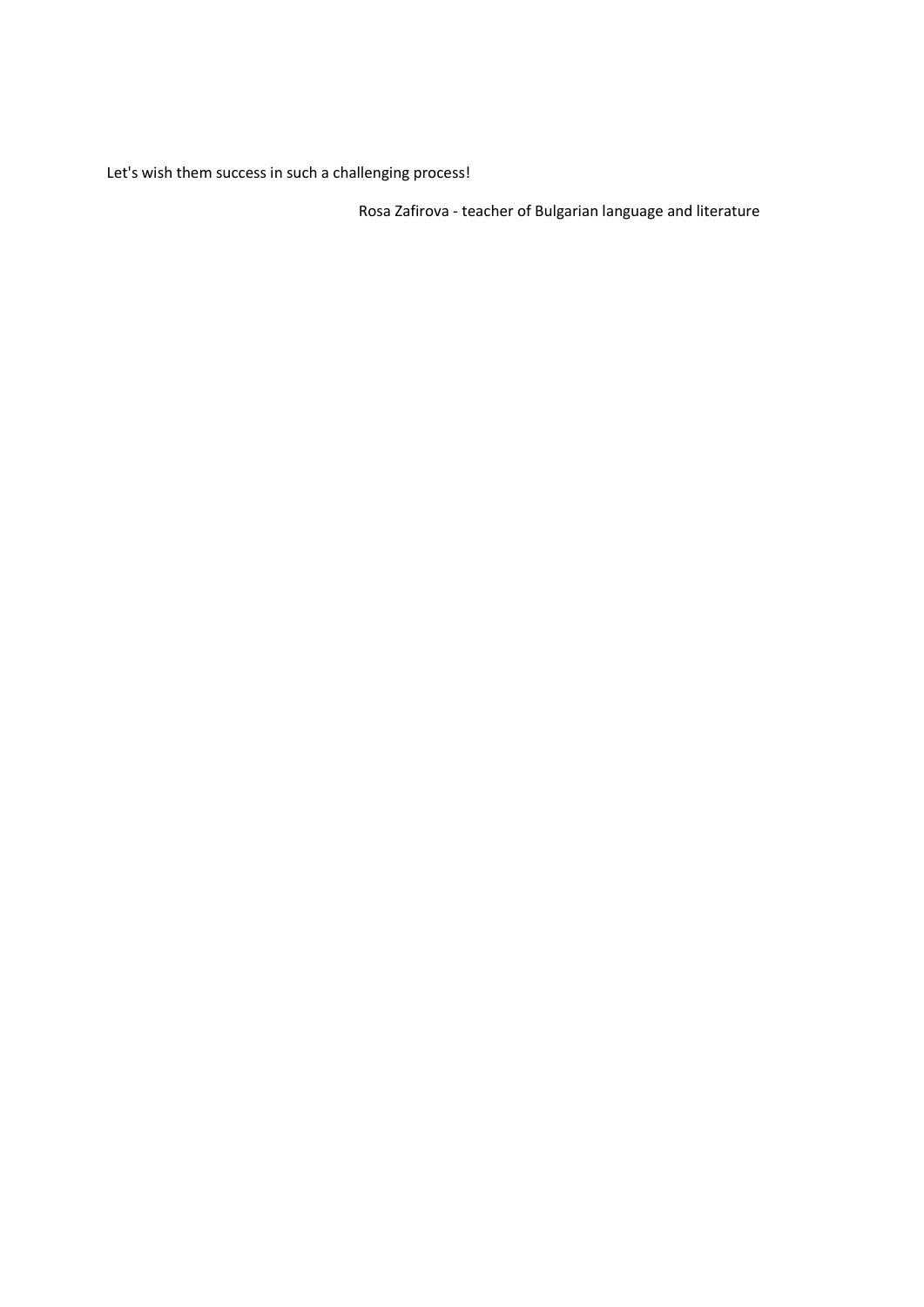Let's wish them success in such a challenging process!

Rosa Zafirova - teacher of Bulgarian language and literature